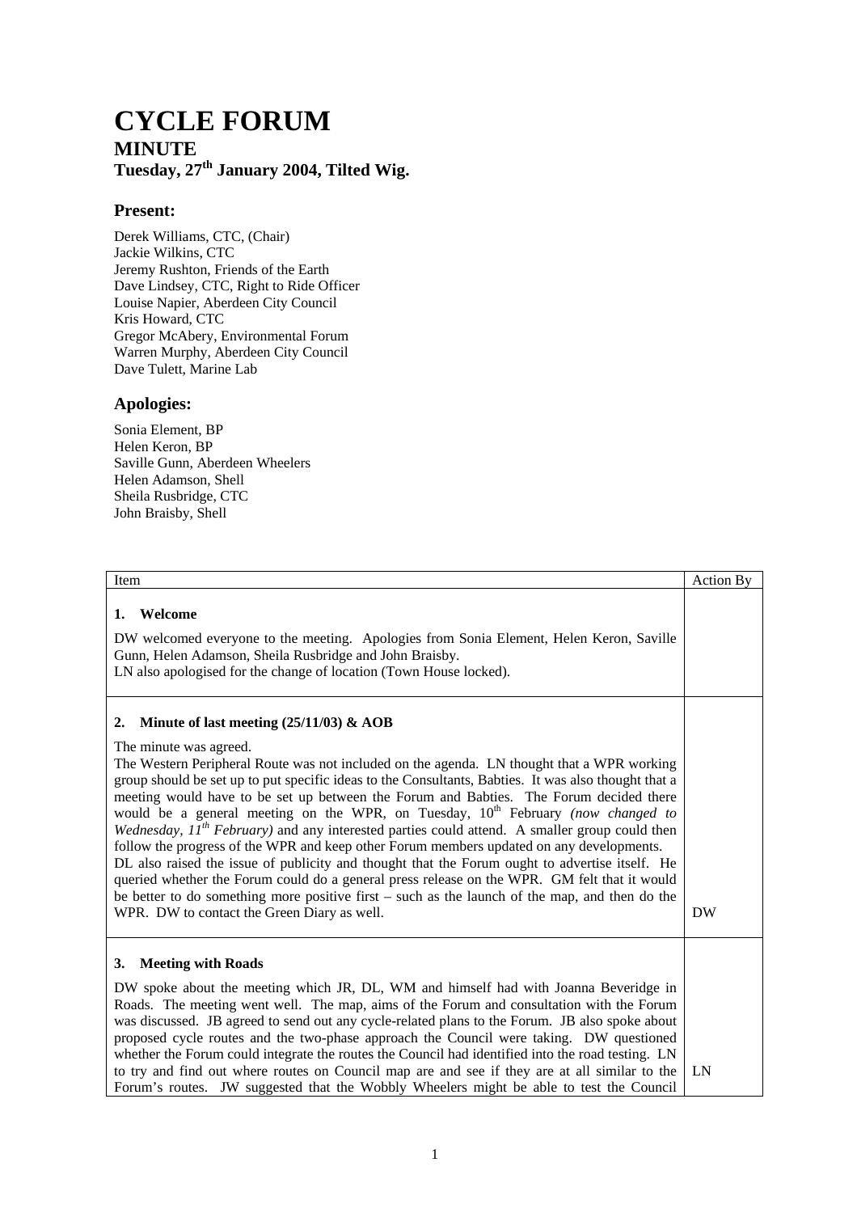# CYCLE FORUM

## MINUTE

### Tuesday, 27th January 2004, Tilted Wig.

## Present:

Derek Williams, CTC, (Chair)
Jackie Wilkins, CTC
Jeremy Rushton, Friends of the Earth
Dave Lindsey, CTC, Right to Ride Officer
Louise Napier, Aberdeen City Council
Kris Howard, CTC
Gregor McAbery, Environmental Forum
Warren Murphy, Aberdeen City Council
Dave Tulett, Marine Lab

## Apologies:

Sonia Element, BP
Helen Keron, BP
Saville Gunn, Aberdeen Wheelers
Helen Adamson, Shell
Sheila Rusbridge, CTC
John Braisby, Shell

| Item | Action By |
|---|---|
| **1. Welcome**<br><br>DW welcomed everyone to the meeting. Apologies from Sonia Element, Helen Keron, Saville Gunn, Helen Adamson, Sheila Rusbridge and John Braisby.<br>LN also apologised for the change of location (Town House locked). | |
| **2. Minute of last meeting (25/11/03) & AOB**<br><br>The minute was agreed.<br>The Western Peripheral Route was not included on the agenda. LN thought that a WPR working group should be set up to put specific ideas to the Consultants, Babties. It was also thought that a meeting would have to be set up between the Forum and Babties. The Forum decided there would be a general meeting on the WPR, on Tuesday, 10th February *(now changed to Wednesday, 11th February)* and any interested parties could attend. A smaller group could then follow the progress of the WPR and keep other Forum members updated on any developments.<br>DL also raised the issue of publicity and thought that the Forum ought to advertise itself. He queried whether the Forum could do a general press release on the WPR. GM felt that it would be better to do something more positive first – such as the launch of the map, and then do the WPR. DW to contact the Green Diary as well. | DW |
| **3. Meeting with Roads**<br><br>DW spoke about the meeting which JR, DL, WM and himself had with Joanna Beveridge in Roads. The meeting went well. The map, aims of the Forum and consultation with the Forum was discussed. JB agreed to send out any cycle-related plans to the Forum. JB also spoke about proposed cycle routes and the two-phase approach the Council were taking. DW questioned whether the Forum could integrate the routes the Council had identified into the road testing. LN to try and find out where routes on Council map are and see if they are at all similar to the Forum's routes. JW suggested that the Wobbly Wheelers might be able to test the Council | LN |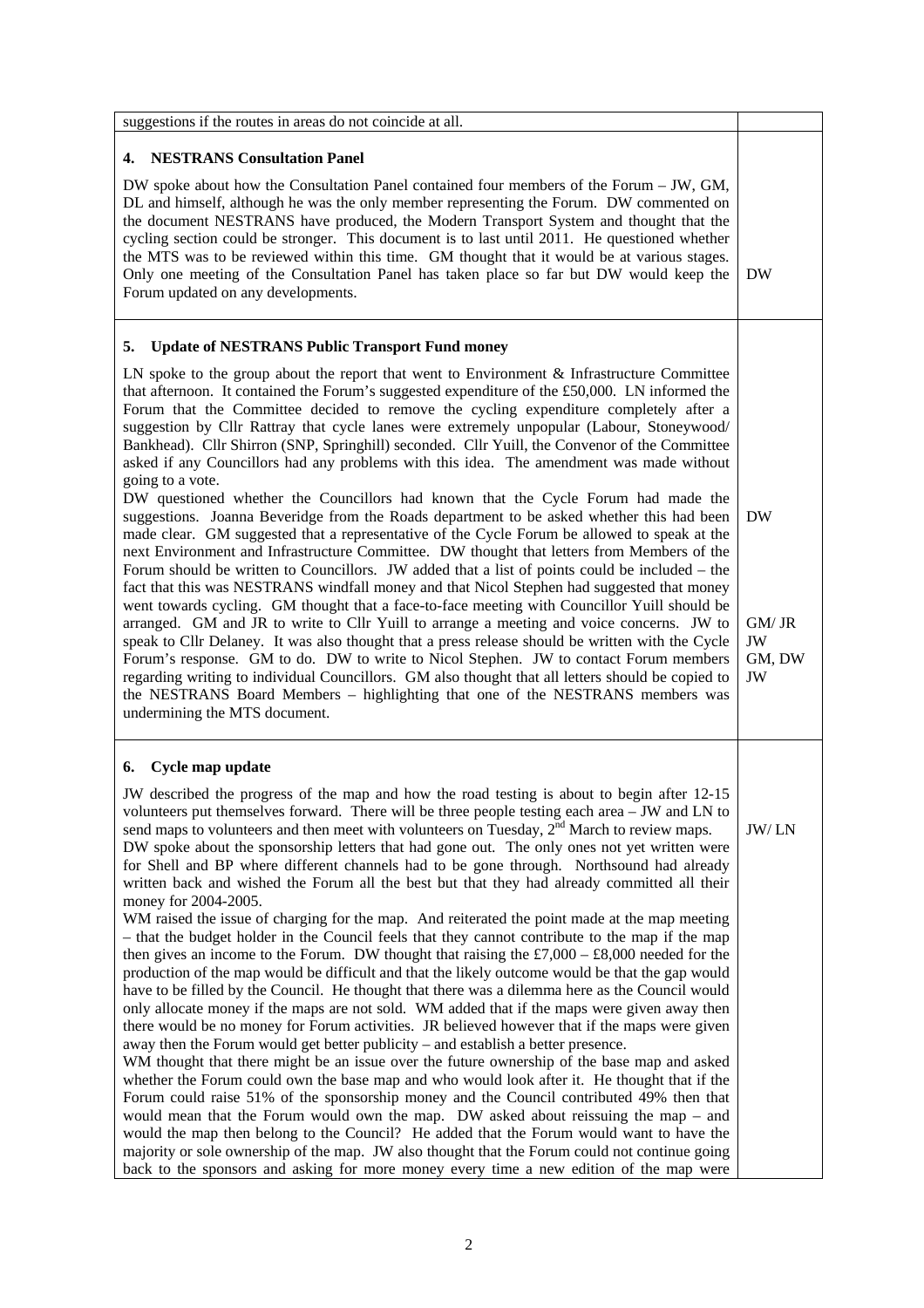| | |
|---|---|
| suggestions if the routes in areas do not coincide at all. | |
| **4. NESTRANS Consultation Panel**<br><br>DW spoke about how the Consultation Panel contained four members of the Forum – JW, GM, DL and himself, although he was the only member representing the Forum. DW commented on the document NESTRANS have produced, the Modern Transport System and thought that the cycling section could be stronger. This document is to last until 2011. He questioned whether the MTS was to be reviewed within this time. GM thought that it would be at various stages. Only one meeting of the Consultation Panel has taken place so far but DW would keep the Forum updated on any developments. | DW |
| **5. Update of NESTRANS Public Transport Fund money**<br><br>LN spoke to the group about the report that went to Environment & Infrastructure Committee that afternoon. It contained the Forum's suggested expenditure of the £50,000. LN informed the Forum that the Committee decided to remove the cycling expenditure completely after a suggestion by Cllr Rattray that cycle lanes were extremely unpopular (Labour, Stoneywood/ Bankhead). Cllr Shirron (SNP, Springhill) seconded. Cllr Yuill, the Convenor of the Committee asked if any Councillors had any problems with this idea. The amendment was made without going to a vote.<br>DW questioned whether the Councillors had known that the Cycle Forum had made the suggestions. Joanna Beveridge from the Roads department to be asked whether this had been made clear. GM suggested that a representative of the Cycle Forum be allowed to speak at the next Environment and Infrastructure Committee. DW thought that letters from Members of the Forum should be written to Councillors. JW added that a list of points could be included – the fact that this was NESTRANS windfall money and that Nicol Stephen had suggested that money went towards cycling. GM thought that a face-to-face meeting with Councillor Yuill should be arranged. GM and JR to write to Cllr Yuill to arrange a meeting and voice concerns. JW to speak to Cllr Delaney. It was also thought that a press release should be written with the Cycle Forum's response. GM to do. DW to write to Nicol Stephen. JW to contact Forum members regarding writing to individual Councillors. GM also thought that all letters should be copied to the NESTRANS Board Members – highlighting that one of the NESTRANS members was undermining the MTS document. | DW<br><br>GM/ JR<br>JW<br>GM, DW<br>JW |
| **6. Cycle map update**<br><br>JW described the progress of the map and how the road testing is about to begin after 12-15 volunteers put themselves forward. There will be three people testing each area – JW and LN to send maps to volunteers and then meet with volunteers on Tuesday, 2nd March to review maps.<br>DW spoke about the sponsorship letters that had gone out. The only ones not yet written were for Shell and BP where different channels had to be gone through. Northsound had already written back and wished the Forum all the best but that they had already committed all their money for 2004-2005.<br>WM raised the issue of charging for the map. And reiterated the point made at the map meeting – that the budget holder in the Council feels that they cannot contribute to the map if the map then gives an income to the Forum. DW thought that raising the £7,000 – £8,000 needed for the production of the map would be difficult and that the likely outcome would be that the gap would have to be filled by the Council. He thought that there was a dilemma here as the Council would only allocate money if the maps are not sold. WM added that if the maps were given away then there would be no money for Forum activities. JR believed however that if the maps were given away then the Forum would get better publicity – and establish a better presence.<br>WM thought that there might be an issue over the future ownership of the base map and asked whether the Forum could own the base map and who would look after it. He thought that if the Forum could raise 51% of the sponsorship money and the Council contributed 49% then that would mean that the Forum would own the map. DW asked about reissuing the map – and would the map then belong to the Council? He added that the Forum would want to have the majority or sole ownership of the map. JW also thought that the Forum could not continue going back to the sponsors and asking for more money every time a new edition of the map were | JW/ LN |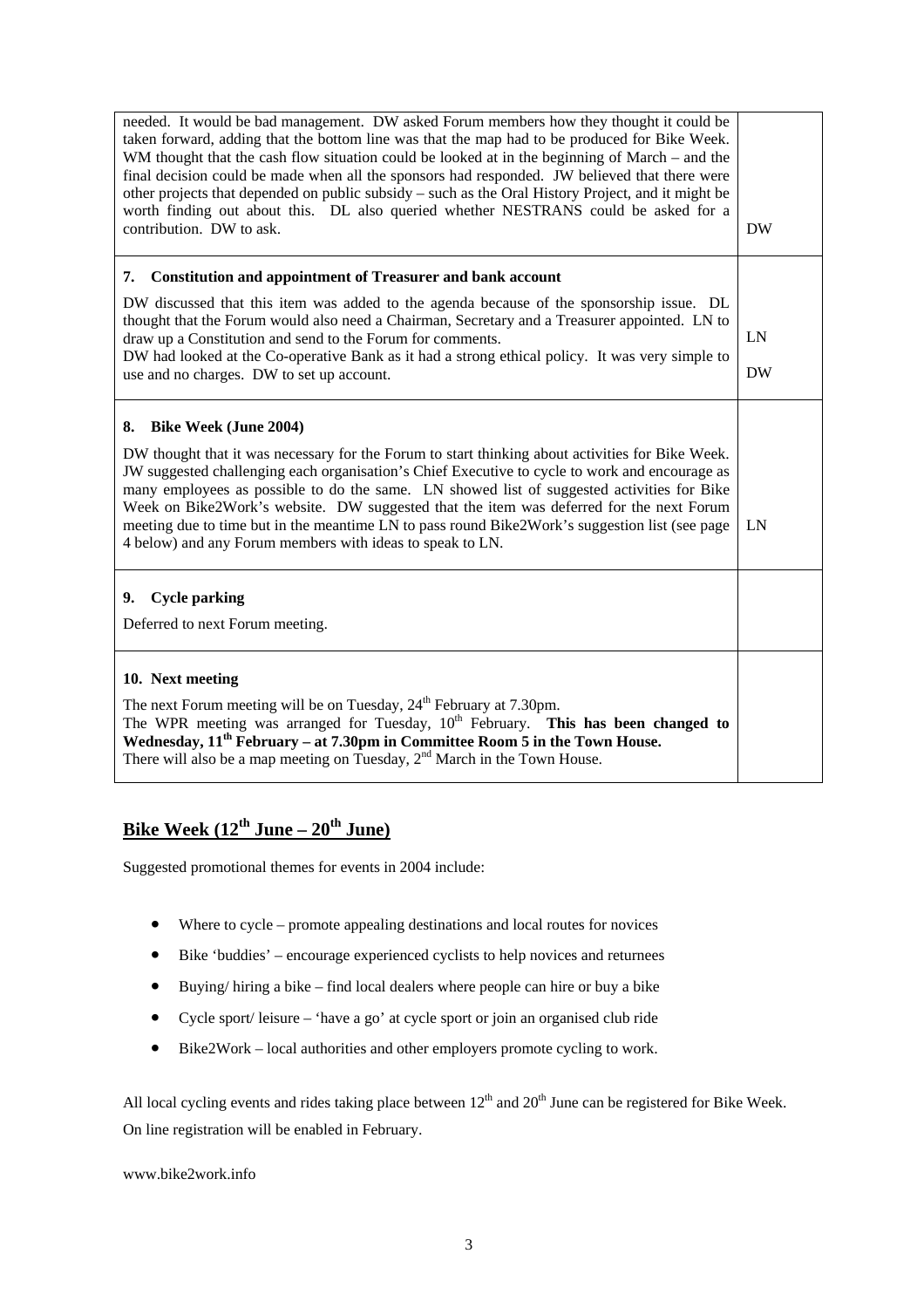| | |
|---|---|
| needed. It would be bad management. DW asked Forum members how they thought it could be taken forward, adding that the bottom line was that the map had to be produced for Bike Week. WM thought that the cash flow situation could be looked at in the beginning of March – and the final decision could be made when all the sponsors had responded. JW believed that there were other projects that depended on public subsidy – such as the Oral History Project, and it might be worth finding out about this. DL also queried whether NESTRANS could be asked for a contribution. DW to ask. | DW |
| **7. Constitution and appointment of Treasurer and bank account**<br><br>DW discussed that this item was added to the agenda because of the sponsorship issue. DL thought that the Forum would also need a Chairman, Secretary and a Treasurer appointed. LN to draw up a Constitution and send to the Forum for comments.<br>DW had looked at the Co-operative Bank as it had a strong ethical policy. It was very simple to use and no charges. DW to set up account. | LN<br><br>DW |
| **8. Bike Week (June 2004)**<br><br>DW thought that it was necessary for the Forum to start thinking about activities for Bike Week. JW suggested challenging each organisation's Chief Executive to cycle to work and encourage as many employees as possible to do the same. LN showed list of suggested activities for Bike Week on Bike2Work's website. DW suggested that the item was deferred for the next Forum meeting due to time but in the meantime LN to pass round Bike2Work's suggestion list (see page 4 below) and any Forum members with ideas to speak to LN. | LN |
| **9. Cycle parking**<br><br>Deferred to next Forum meeting. | |
| **10. Next meeting**<br><br>The next Forum meeting will be on Tuesday, 24th February at 7.30pm.<br>The WPR meeting was arranged for Tuesday, 10th February. **This has been changed to Wednesday, 11th February – at 7.30pm in Committee Room 5 in the Town House.**<br>There will also be a map meeting on Tuesday, 2nd March in the Town House. | |

## **Bike Week (12th June – 20th June)**

Suggested promotional themes for events in 2004 include:

- Where to cycle – promote appealing destinations and local routes for novices
- Bike 'buddies' – encourage experienced cyclists to help novices and returnees
- Buying/ hiring a bike – find local dealers where people can hire or buy a bike
- Cycle sport/ leisure – 'have a go' at cycle sport or join an organised club ride
- Bike2Work – local authorities and other employers promote cycling to work.

All local cycling events and rides taking place between 12th and 20th June can be registered for Bike Week.
On line registration will be enabled in February.

www.bike2work.info